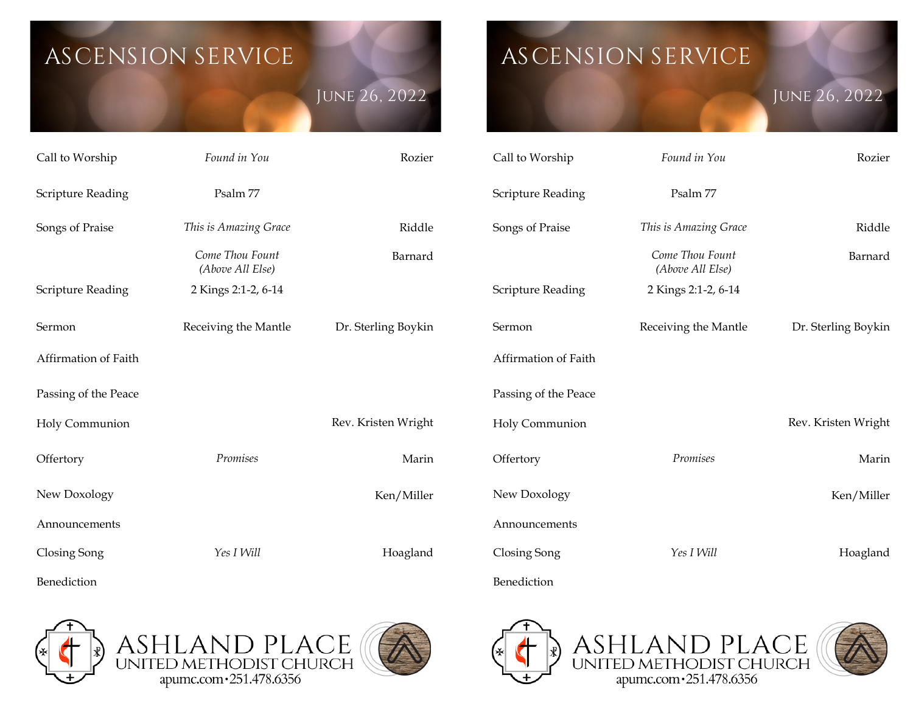# ASCENSION SERVICE

JUNE 26, 2022

| | | |
|---|---|---|
| Call to Worship | *Found in You* | Rozier |
| Scripture Reading | Psalm 77 | |
| Songs of Praise | *This is Amazing Grace* | Riddle |
| | *Come Thou Fount (Above All Else)* | Barnard |
| Scripture Reading | 2 Kings 2:1-2, 6-14 | |
| Sermon | Receiving the Mantle | Dr. Sterling Boykin |
| Affirmation of Faith | | |
| Passing of the Peace | | |
| Holy Communion | | Rev. Kristen Wright |
| Offertory | *Promises* | Marin |
| New Doxology | | Ken/Miller |
| Announcements | | |
| Closing Song | *Yes I Will* | Hoagland |
| Benediction | | |

ASHLAND PLACE
UNITED METHODIST CHURCH
apumc.com • 251.478.6356

# ASCENSION SERVICE

JUNE 26, 2022

| | | |
|---|---|---|
| Call to Worship | *Found in You* | Rozier |
| Scripture Reading | Psalm 77 | |
| Songs of Praise | *This is Amazing Grace* | Riddle |
| | *Come Thou Fount (Above All Else)* | Barnard |
| Scripture Reading | 2 Kings 2:1-2, 6-14 | |
| Sermon | Receiving the Mantle | Dr. Sterling Boykin |
| Affirmation of Faith | | |
| Passing of the Peace | | |
| Holy Communion | | Rev. Kristen Wright |
| Offertory | *Promises* | Marin |
| New Doxology | | Ken/Miller |
| Announcements | | |
| Closing Song | *Yes I Will* | Hoagland |
| Benediction | | |

ASHLAND PLACE
UNITED METHODIST CHURCH
apumc.com • 251.478.6356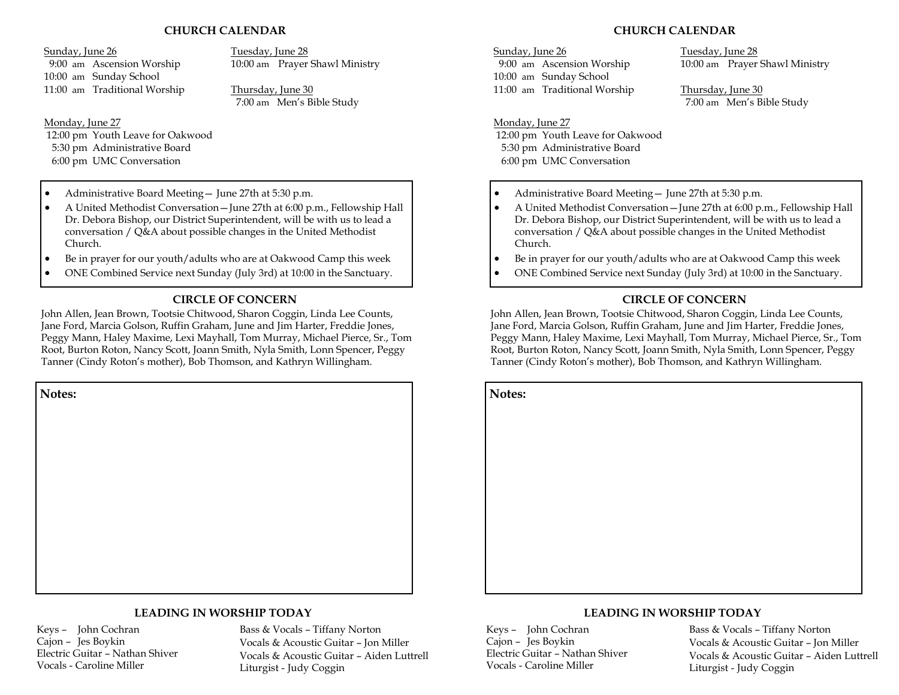## CHURCH CALENDAR

Sunday, June 26
9:00 am Ascension Worship
10:00 am Sunday School
11:00 am Traditional Worship

Monday, June 27
12:00 pm Youth Leave for Oakwood
5:30 pm Administrative Board
6:00 pm UMC Conversation

Tuesday, June 28
10:00 am Prayer Shawl Ministry

Thursday, June 30
7:00 am Men's Bible Study

- Administrative Board Meeting— June 27th at 5:30 p.m.
- A United Methodist Conversation—June 27th at 6:00 p.m., Fellowship Hall Dr. Debora Bishop, our District Superintendent, will be with us to lead a conversation / Q&A about possible changes in the United Methodist Church.
- Be in prayer for our youth/adults who are at Oakwood Camp this week
- ONE Combined Service next Sunday (July 3rd) at 10:00 in the Sanctuary.

## CIRCLE OF CONCERN

John Allen, Jean Brown, Tootsie Chitwood, Sharon Coggin, Linda Lee Counts, Jane Ford, Marcia Golson, Ruffin Graham, June and Jim Harter, Freddie Jones, Peggy Mann, Haley Maxime, Lexi Mayhall, Tom Murray, Michael Pierce, Sr., Tom Root, Burton Roton, Nancy Scott, Joann Smith, Nyla Smith, Lonn Spencer, Peggy Tanner (Cindy Roton's mother), Bob Thomson, and Kathryn Willingham.

**Notes:**

## LEADING IN WORSHIP TODAY

Keys – John Cochran
Cajon – Jes Boykin
Electric Guitar – Nathan Shiver
Vocals - Caroline Miller
Bass & Vocals – Tiffany Norton
Vocals & Acoustic Guitar – Jon Miller
Vocals & Acoustic Guitar – Aiden Luttrell
Liturgist - Judy Coggin

## CHURCH CALENDAR

Sunday, June 26
9:00 am Ascension Worship
10:00 am Sunday School
11:00 am Traditional Worship

Monday, June 27
12:00 pm Youth Leave for Oakwood
5:30 pm Administrative Board
6:00 pm UMC Conversation

Tuesday, June 28
10:00 am Prayer Shawl Ministry

Thursday, June 30
7:00 am Men's Bible Study

- Administrative Board Meeting— June 27th at 5:30 p.m.
- A United Methodist Conversation—June 27th at 6:00 p.m., Fellowship Hall Dr. Debora Bishop, our District Superintendent, will be with us to lead a conversation / Q&A about possible changes in the United Methodist Church.
- Be in prayer for our youth/adults who are at Oakwood Camp this week
- ONE Combined Service next Sunday (July 3rd) at 10:00 in the Sanctuary.

## CIRCLE OF CONCERN

John Allen, Jean Brown, Tootsie Chitwood, Sharon Coggin, Linda Lee Counts, Jane Ford, Marcia Golson, Ruffin Graham, June and Jim Harter, Freddie Jones, Peggy Mann, Haley Maxime, Lexi Mayhall, Tom Murray, Michael Pierce, Sr., Tom Root, Burton Roton, Nancy Scott, Joann Smith, Nyla Smith, Lonn Spencer, Peggy Tanner (Cindy Roton's mother), Bob Thomson, and Kathryn Willingham.

**Notes:**

## LEADING IN WORSHIP TODAY

Keys – John Cochran
Cajon – Jes Boykin
Electric Guitar – Nathan Shiver
Vocals - Caroline Miller
Bass & Vocals – Tiffany Norton
Vocals & Acoustic Guitar – Jon Miller
Vocals & Acoustic Guitar – Aiden Luttrell
Liturgist - Judy Coggin